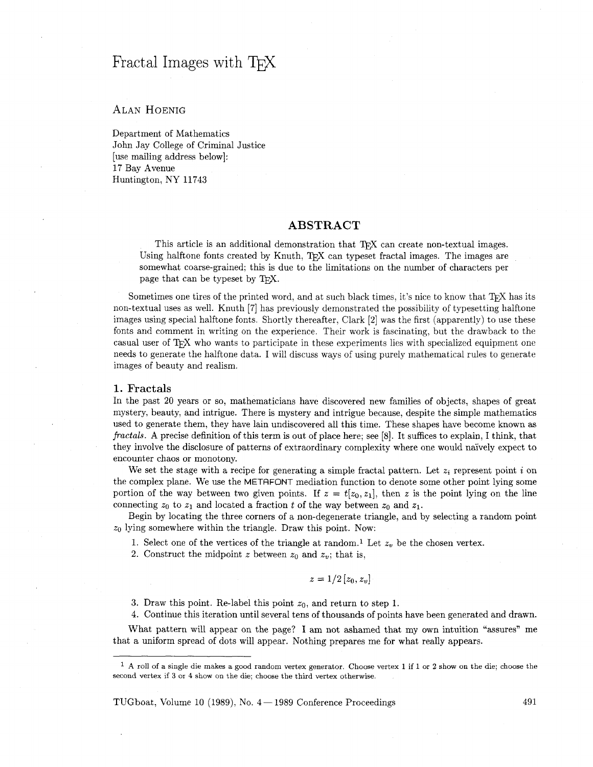# Fractal Images with TeX

ALAN HOENIG

Department of Mathematics
John Jay College of Criminal Justice
[use mailing address below]:
17 Bay Avenue
Huntington, NY 11743

## ABSTRACT

This article is an additional demonstration that TeX can create non-textual images. Using halftone fonts created by Knuth, TeX can typeset fractal images. The images are somewhat coarse-grained; this is due to the limitations on the number of characters per page that can be typeset by TeX.

Sometimes one tires of the printed word, and at such black times, it's nice to know that TeX has its non-textual uses as well. Knuth [7] has previously demonstrated the possibility of typesetting halftone images using special halftone fonts. Shortly thereafter, Clark [2] was the first (apparently) to use these fonts and comment in writing on the experience. Their work is fascinating, but the drawback to the casual user of TeX who wants to participate in these experiments lies with specialized equipment one needs to generate the halftone data. I will discuss ways of using purely mathematical rules to generate images of beauty and realism.

## 1. Fractals

In the past 20 years or so, mathematicians have discovered new families of objects, shapes of great mystery, beauty, and intrigue. There is mystery and intrigue because, despite the simple mathematics used to generate them, they have lain undiscovered all this time. These shapes have become known as *fractals*. A precise definition of this term is out of place here; see [8]. It suffices to explain, I think, that they involve the disclosure of patterns of extraordinary complexity where one would naïvely expect to encounter chaos or monotony.

We set the stage with a recipe for generating a simple fractal pattern. Let $z_i$ represent point $i$ on the complex plane. We use the METAFONT mediation function to denote some other point lying some portion of the way between two given points. If $z = t[z_0, z_1]$, then $z$ is the point lying on the line connecting $z_0$ to $z_1$ and located a fraction $t$ of the way between $z_0$ and $z_1$.

Begin by locating the three corners of a non-degenerate triangle, and by selecting a random point $z_0$ lying somewhere within the triangle. Draw this point. Now:

1. Select one of the vertices of the triangle at random.[1] Let $z_v$ be the chosen vertex.
2. Construct the midpoint $z$ between $z_0$ and $z_v$; that is,

$$z = 1/2\,[z_0, z_v]$$

3. Draw this point. Re-label this point $z_0$, and return to step 1.
4. Continue this iteration until several tens of thousands of points have been generated and drawn.

What pattern will appear on the page? I am not ashamed that my own intuition "assures" me that a uniform spread of dots will appear. Nothing prepares me for what really appears.

---

[1] A roll of a single die makes a good random vertex generator. Choose vertex 1 if 1 or 2 show on the die; choose the second vertex if 3 or 4 show on the die; choose the third vertex otherwise.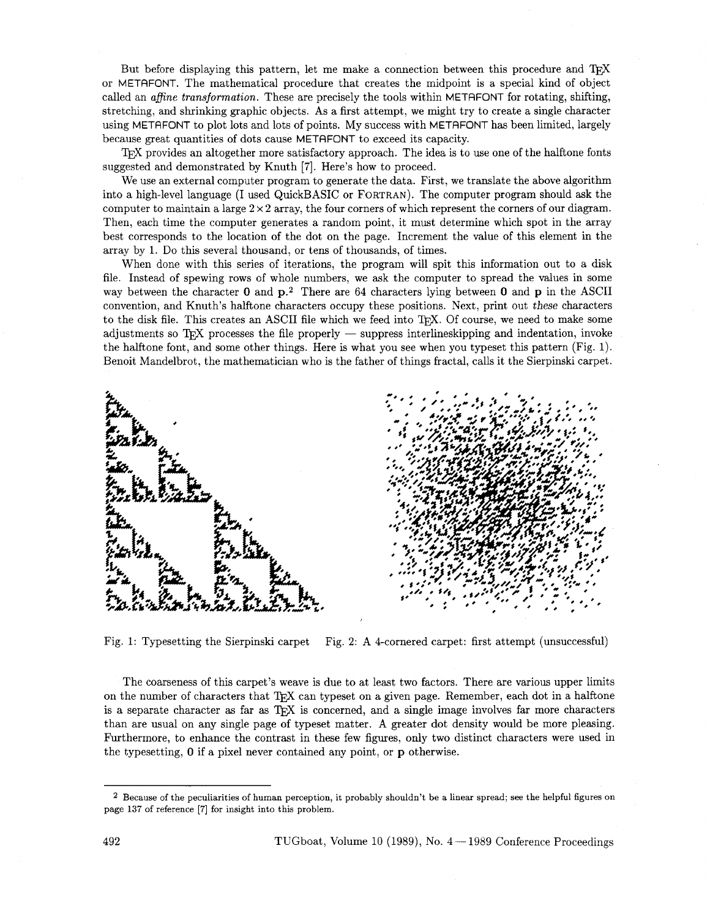But before displaying this pattern, let me make a connection between this procedure and TeX or METAFONT. The mathematical procedure that creates the midpoint is a special kind of object called an *affine transformation*. These are precisely the tools within METAFONT for rotating, shifting, stretching, and shrinking graphic objects. As a first attempt, we might try to create a single character using METAFONT to plot lots and lots of points. My success with METAFONT has been limited, largely because great quantities of dots cause METAFONT to exceed its capacity.

TeX provides an altogether more satisfactory approach. The idea is to use one of the halftone fonts suggested and demonstrated by Knuth [7]. Here's how to proceed.

We use an external computer program to generate the data. First, we translate the above algorithm into a high-level language (I used QuickBASIC or FORTRAN). The computer program should ask the computer to maintain a large $2 \times 2$ array, the four corners of which represent the corners of our diagram. Then, each time the computer generates a random point, it must determine which spot in the array best corresponds to the location of the dot on the page. Increment the value of this element in the array by 1. Do this several thousand, or tens of thousands, of times.

When done with this series of iterations, the program will spit this information out to a disk file. Instead of spewing rows of whole numbers, we ask the computer to spread the values in some way between the character **0** and **p**.[2] There are 64 characters lying between **0** and **p** in the ASCII convention, and Knuth's halftone characters occupy these positions. Next, print out *these* characters to the disk file. This creates an ASCII file which we feed into TeX. Of course, we need to make some adjustments so TeX processes the file properly — suppress interlineskipping and indentation, invoke the halftone font, and some other things. Here is what you see when you typeset this pattern (Fig. 1). Benoit Mandelbrot, the mathematician who is the father of things fractal, calls it the Sierpinski carpet.

Fig. 1: Typesetting the Sierpinski carpet

Fig. 2: A 4-cornered carpet: first attempt (unsuccessful)

The coarseness of this carpet's weave is due to at least two factors. There are various upper limits on the number of characters that TeX can typeset on a given page. Remember, each dot in a halftone is a separate character as far as TeX is concerned, and a single image involves far more characters than are usual on any single page of typeset matter. A greater dot density would be more pleasing. Furthermore, to enhance the contrast in these few figures, only two distinct characters were used in the typesetting, **0** if a pixel never contained any point, or **p** otherwise.

---

[2] Because of the peculiarities of human perception, it probably shouldn't be a linear spread; see the helpful figures on page 137 of reference [7] for insight into this problem.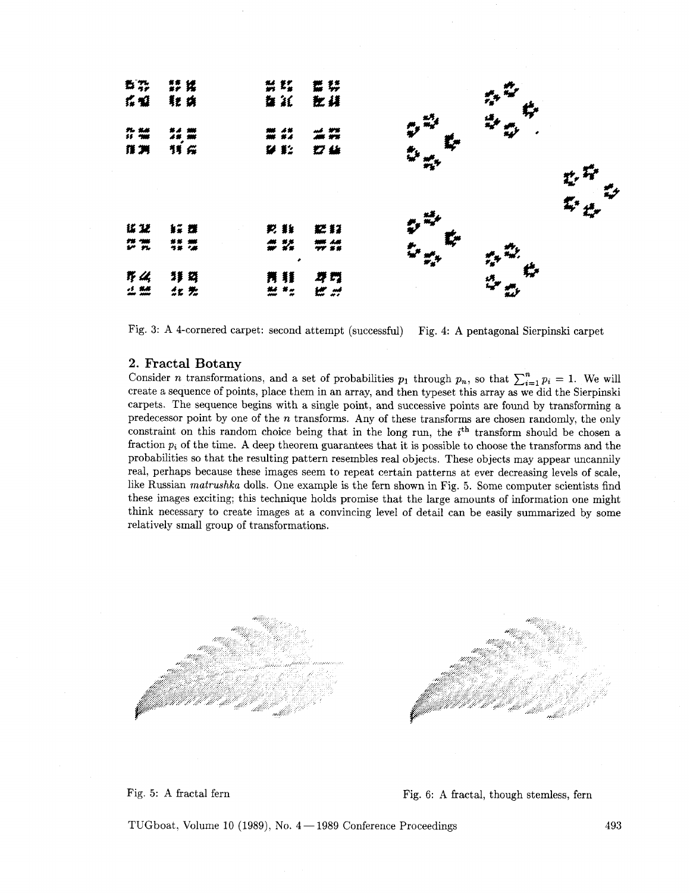Fig. 3: A 4-cornered carpet: second attempt (successful)

Fig. 4: A pentagonal Sierpinski carpet

## 2. Fractal Botany

Consider $n$ transformations, and a set of probabilities $p_1$ through $p_n$, so that $\sum_{i=1}^{n} p_i = 1$. We will create a sequence of points, place them in an array, and then typeset this array as we did the Sierpinski carpets. The sequence begins with a single point, and successive points are found by transforming a predecessor point by one of the $n$ transforms. Any of these transforms are chosen randomly, the only constraint on this random choice being that in the long run, the $i^{\text{th}}$ transform should be chosen a fraction $p_i$ of the time. A deep theorem guarantees that it is possible to choose the transforms and the probabilities so that the resulting pattern resembles real objects. These objects may appear uncannily real, perhaps because these images seem to repeat certain patterns at ever decreasing levels of scale, like Russian *matrushka* dolls. One example is the fern shown in Fig. 5. Some computer scientists find these images exciting; this technique holds promise that the large amounts of information one might think necessary to create images at a convincing level of detail can be easily summarized by some relatively small group of transformations.

Fig. 5: A fractal fern

Fig. 6: A fractal, though stemless, fern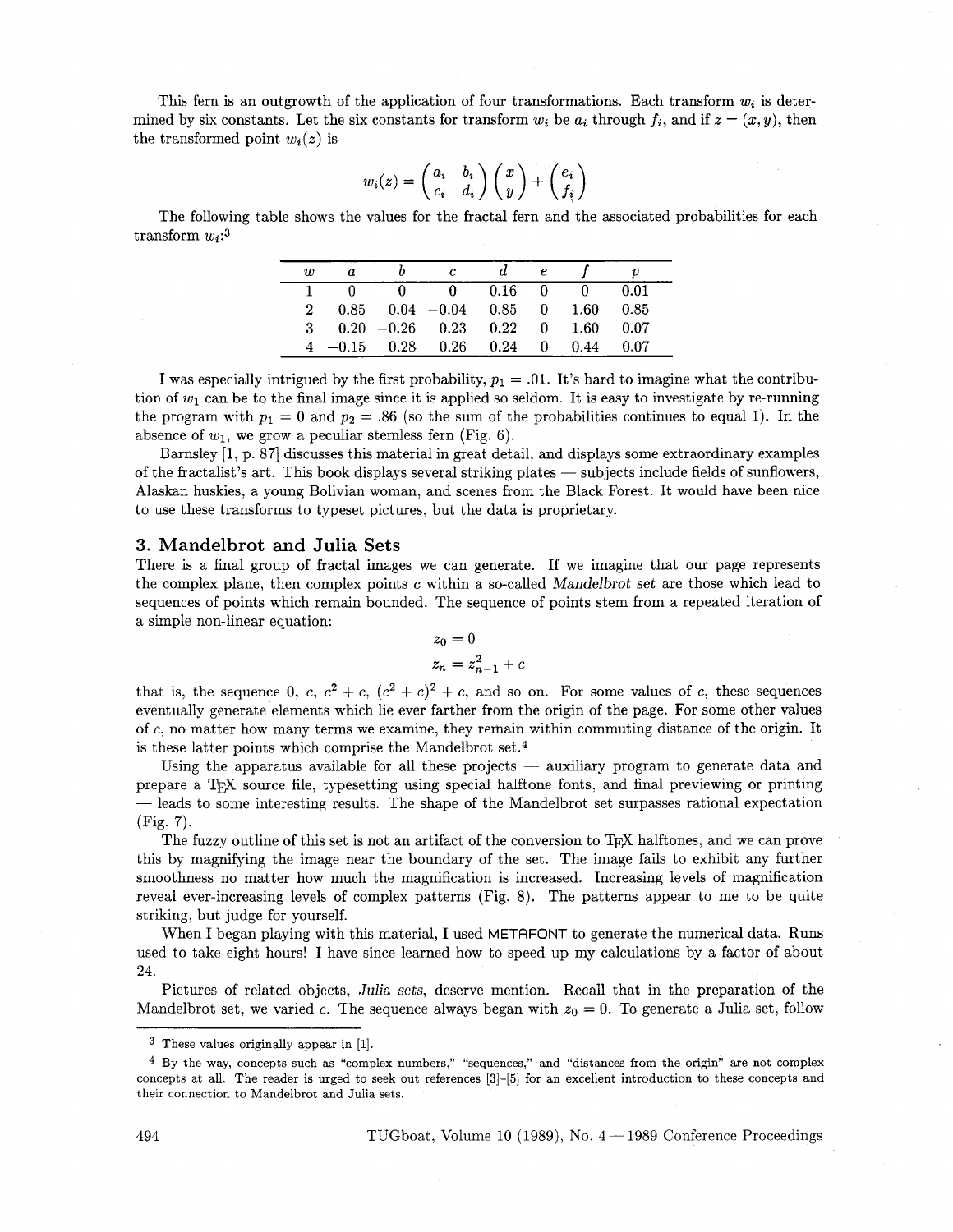This fern is an outgrowth of the application of four transformations. Each transform $w_i$ is determined by six constants. Let the six constants for transform $w_i$ be $a_i$ through $f_i$, and if $z = (x, y)$, then the transformed point $w_i(z)$ is

$$w_i(z) = \begin{pmatrix} a_i & b_i \\ c_i & d_i \end{pmatrix} \begin{pmatrix} x \\ y \end{pmatrix} + \begin{pmatrix} e_i \\ f_i \end{pmatrix}$$

The following table shows the values for the fractal fern and the associated probabilities for each transform $w_i$:[3]

| $w$ | $a$ | $b$ | $c$ | $d$ | $e$ | $f$ | $p$ |
|---|---|---|---|---|---|---|---|
| 1 | 0 | 0 | 0 | 0.16 | 0 | 0 | 0.01 |
| 2 | 0.85 | 0.04 | −0.04 | 0.85 | 0 | 1.60 | 0.85 |
| 3 | 0.20 | −0.26 | 0.23 | 0.22 | 0 | 1.60 | 0.07 |
| 4 | −0.15 | 0.28 | 0.26 | 0.24 | 0 | 0.44 | 0.07 |

I was especially intrigued by the first probability, $p_1 = .01$. It's hard to imagine what the contribution of $w_1$ can be to the final image since it is applied so seldom. It is easy to investigate by re-running the program with $p_1 = 0$ and $p_2 = .86$ (so the sum of the probabilities continues to equal 1). In the absence of $w_1$, we grow a peculiar stemless fern (Fig. 6).

Barnsley [1, p. 87] discusses this material in great detail, and displays some extraordinary examples of the fractalist's art. This book displays several striking plates — subjects include fields of sunflowers, Alaskan huskies, a young Bolivian woman, and scenes from the Black Forest. It would have been nice to use these transforms to typeset pictures, but the data is proprietary.

## 3. Mandelbrot and Julia Sets

There is a final group of fractal images we can generate. If we imagine that our page represents the complex plane, then complex points $c$ within a so-called *Mandelbrot set* are those which lead to sequences of points which remain bounded. The sequence of points stem from a repeated iteration of a simple non-linear equation:

$$z_0 = 0$$

$$z_n = z_{n-1}^2 + c$$

that is, the sequence 0, $c$, $c^2 + c$, $(c^2 + c)^2 + c$, and so on. For some values of $c$, these sequences eventually generate elements which lie ever farther from the origin of the page. For some other values of $c$, no matter how many terms we examine, they remain within commuting distance of the origin. It is these latter points which comprise the Mandelbrot set.[4]

Using the apparatus available for all these projects — auxiliary program to generate data and prepare a TeX source file, typesetting using special halftone fonts, and final previewing or printing — leads to some interesting results. The shape of the Mandelbrot set surpasses rational expectation (Fig. 7).

The fuzzy outline of this set is not an artifact of the conversion to TeX halftones, and we can prove this by magnifying the image near the boundary of the set. The image fails to exhibit any further smoothness no matter how much the magnification is increased. Increasing levels of magnification reveal ever-increasing levels of complex patterns (Fig. 8). The patterns appear to me to be quite striking, but judge for yourself.

When I began playing with this material, I used METAFONT to generate the numerical data. Runs used to take eight hours! I have since learned how to speed up my calculations by a factor of about 24.

Pictures of related objects, *Julia sets*, deserve mention. Recall that in the preparation of the Mandelbrot set, we varied $c$. The sequence always began with $z_0 = 0$. To generate a Julia set, follow

---

[3] These values originally appear in [1].

[4] By the way, concepts such as "complex numbers," "sequences," and "distances from the origin" are not complex concepts at all. The reader is urged to seek out references [3]–[5] for an excellent introduction to these concepts and their connection to Mandelbrot and Julia sets.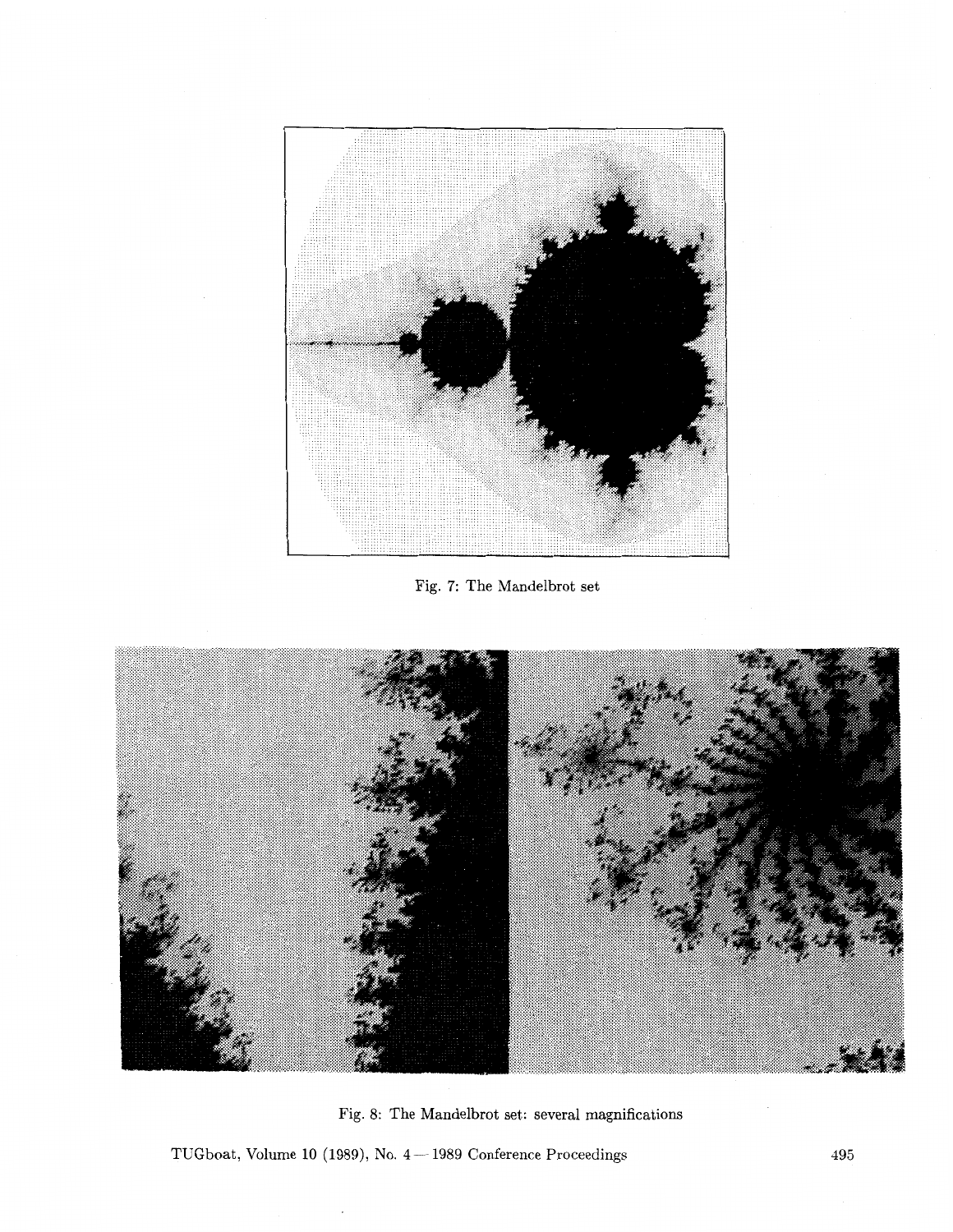Fig. 7: The Mandelbrot set

Fig. 8: The Mandelbrot set: several magnifications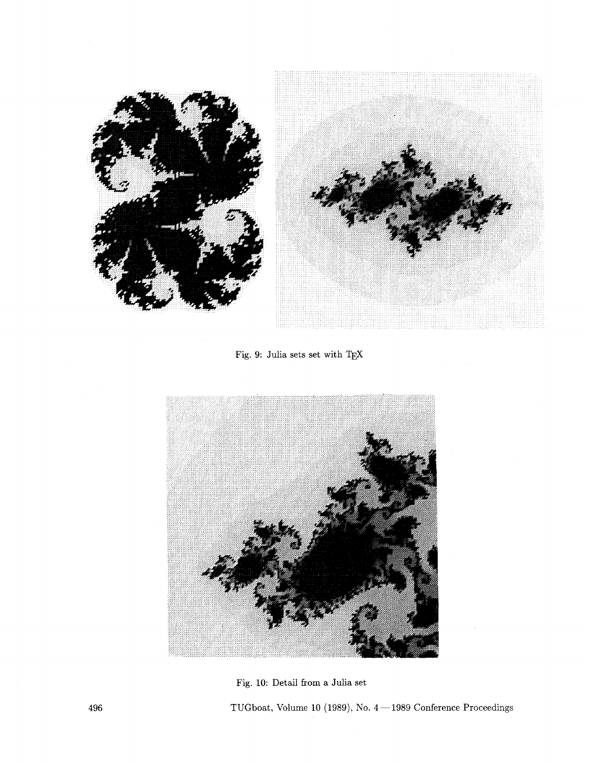Fig. 9: Julia sets set with TEX

Fig. 10: Detail from a Julia set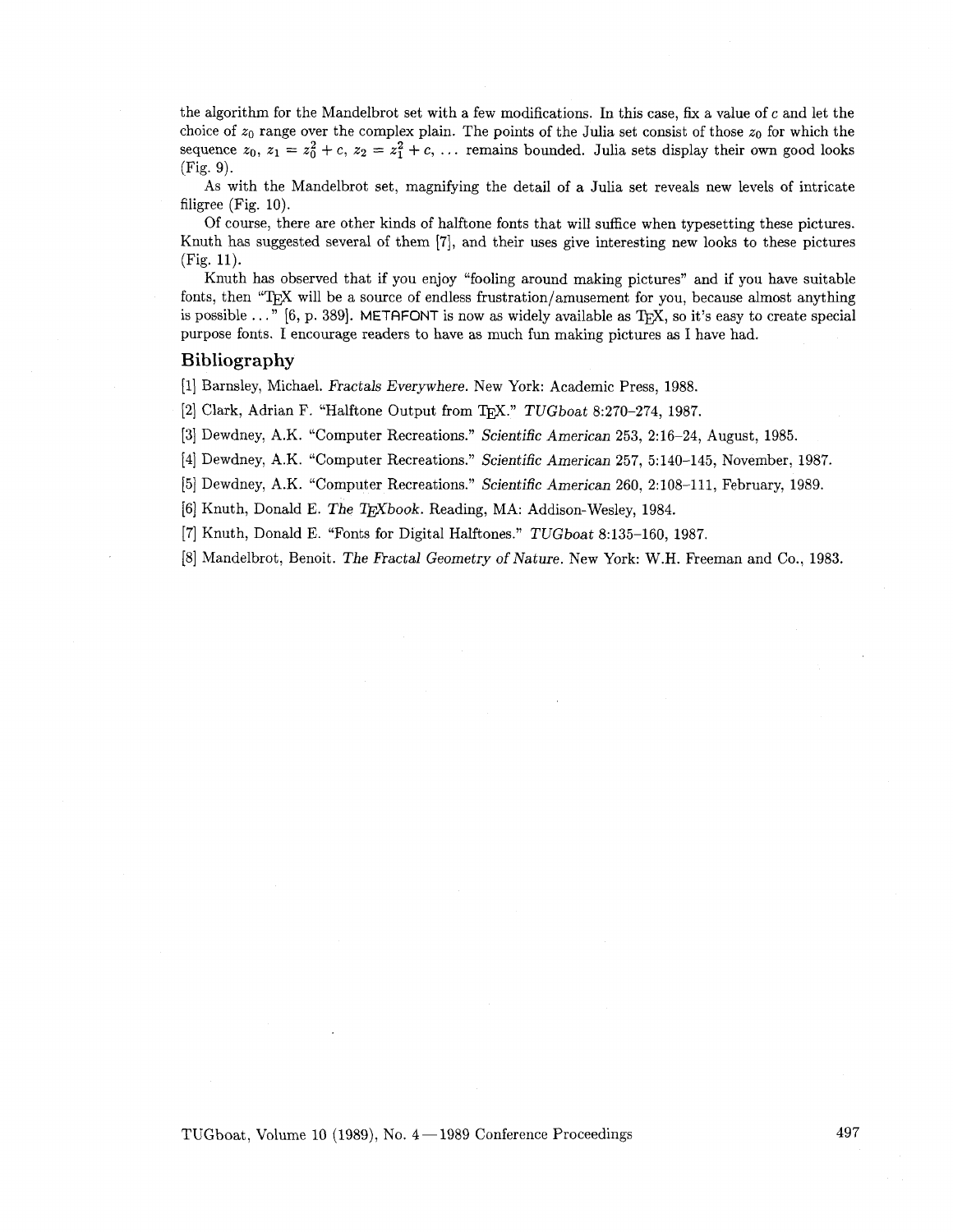the algorithm for the Mandelbrot set with a few modifications. In this case, fix a value of $c$ and let the choice of $z_0$ range over the complex plain. The points of the Julia set consist of those $z_0$ for which the sequence $z_0$, $z_1 = z_0^2 + c$, $z_2 = z_1^2 + c$, ... remains bounded. Julia sets display their own good looks (Fig. 9).

As with the Mandelbrot set, magnifying the detail of a Julia set reveals new levels of intricate filigree (Fig. 10).

Of course, there are other kinds of halftone fonts that will suffice when typesetting these pictures. Knuth has suggested several of them [7], and their uses give interesting new looks to these pictures (Fig. 11).

Knuth has observed that if you enjoy "fooling around making pictures" and if you have suitable fonts, then "TeX will be a source of endless frustration/amusement for you, because almost anything is possible ..." [6, p. 389]. METAFONT is now as widely available as TeX, so it's easy to create special purpose fonts. I encourage readers to have as much fun making pictures as I have had.

## Bibliography

[1] Barnsley, Michael. *Fractals Everywhere.* New York: Academic Press, 1988.

[2] Clark, Adrian F. "Halftone Output from TeX." *TUGboat* 8:270–274, 1987.

[3] Dewdney, A.K. "Computer Recreations." *Scientific American* 253, 2:16–24, August, 1985.

[4] Dewdney, A.K. "Computer Recreations." *Scientific American* 257, 5:140–145, November, 1987.

[5] Dewdney, A.K. "Computer Recreations." *Scientific American* 260, 2:108–111, February, 1989.

[6] Knuth, Donald E. *The TeXbook.* Reading, MA: Addison-Wesley, 1984.

[7] Knuth, Donald E. "Fonts for Digital Halftones." *TUGboat* 8:135–160, 1987.

[8] Mandelbrot, Benoit. *The Fractal Geometry of Nature.* New York: W.H. Freeman and Co., 1983.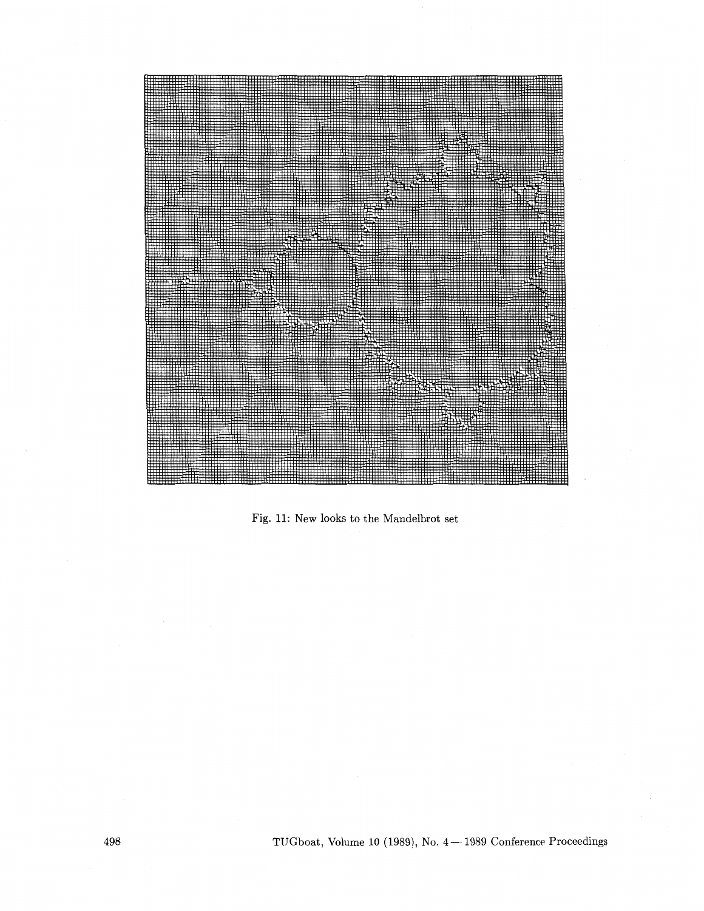Fig. 11: New looks to the Mandelbrot set